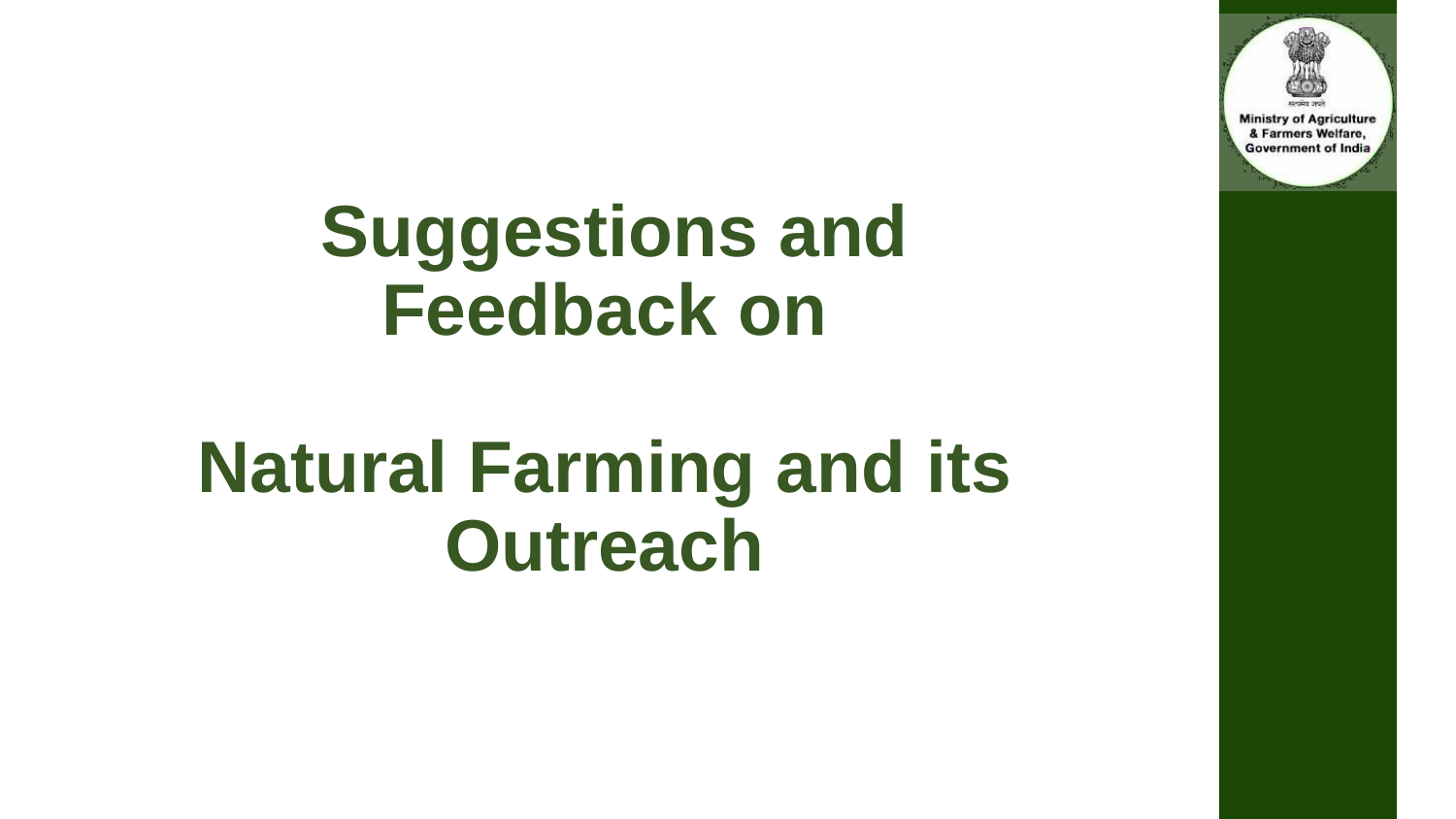Ministry of Agriculture & Farmers Welfare, Government of India

# Suggestions and Feedback on

# Natural Farming and its Outreach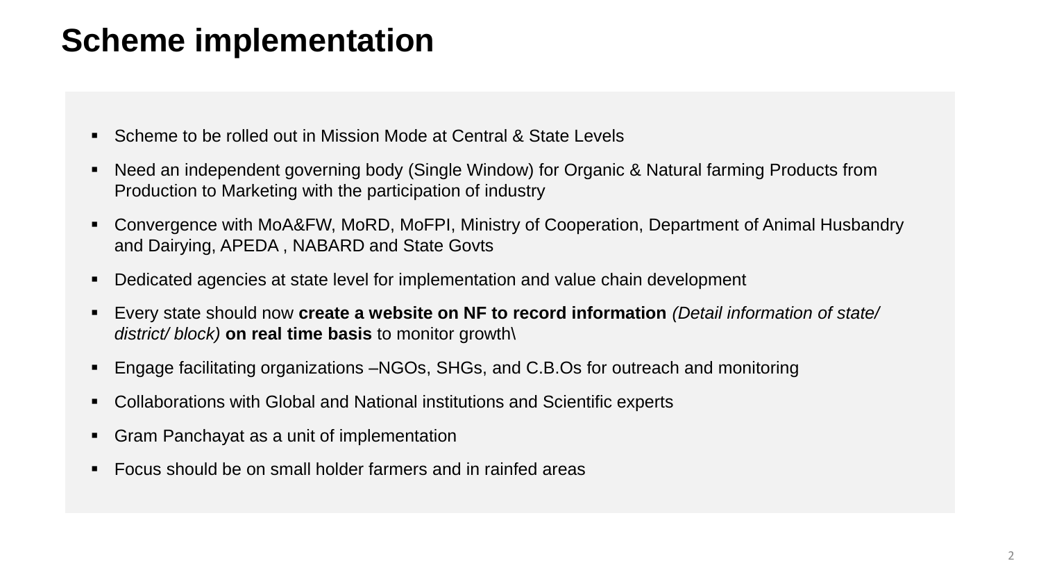# Scheme implementation

- Scheme to be rolled out in Mission Mode at Central & State Levels
- Need an independent governing body (Single Window) for Organic & Natural farming Products from Production to Marketing with the participation of industry
- Convergence with MoA&FW, MoRD, MoFPI, Ministry of Cooperation, Department of Animal Husbandry and Dairying, APEDA , NABARD and State Govts
- Dedicated agencies at state level for implementation and value chain development
- Every state should now **create a website on NF to record information** *(Detail information of state/ district/ block)* **on real time basis** to monitor growth\
- Engage facilitating organizations –NGOs, SHGs, and C.B.Os for outreach and monitoring
- Collaborations with Global and National institutions and Scientific experts
- Gram Panchayat as a unit of implementation
- Focus should be on small holder farmers and in rainfed areas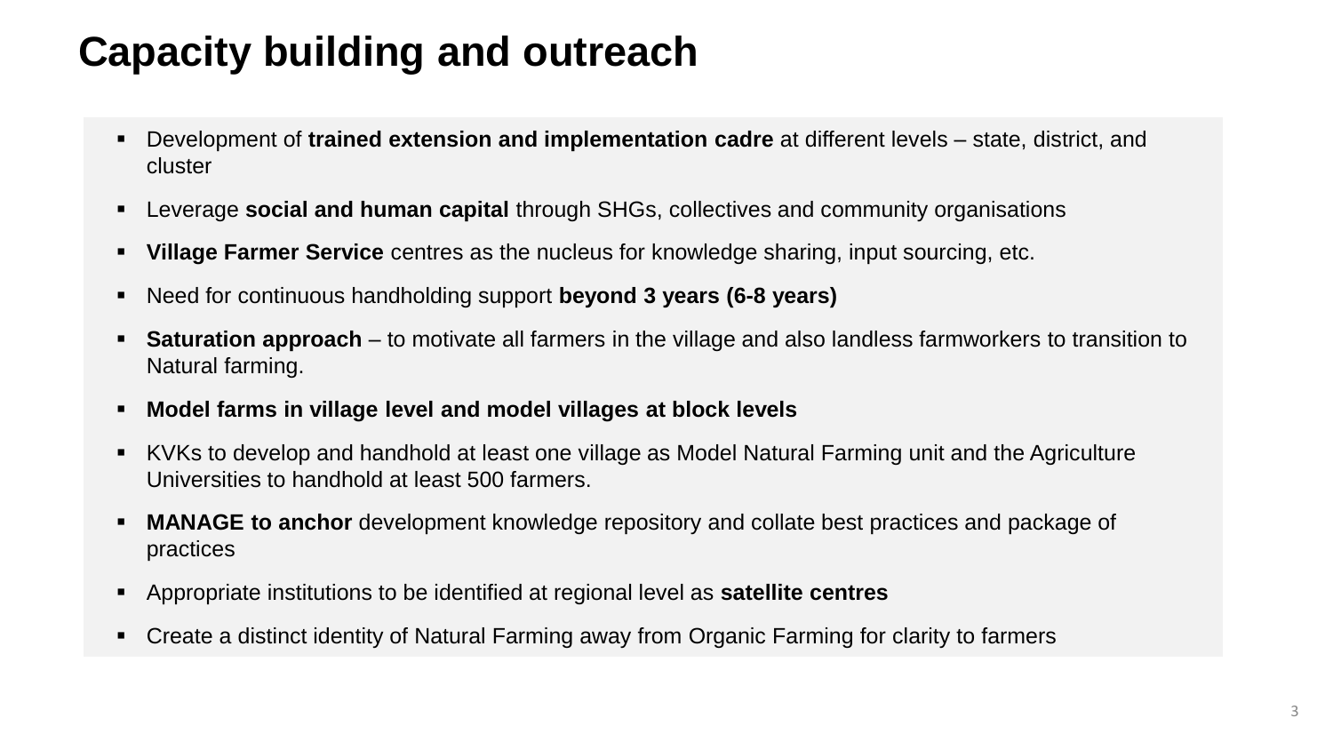# Capacity building and outreach

- Development of **trained extension and implementation cadre** at different levels – state, district, and cluster
- Leverage **social and human capital** through SHGs, collectives and community organisations
- **Village Farmer Service** centres as the nucleus for knowledge sharing, input sourcing, etc.
- Need for continuous handholding support **beyond 3 years (6-8 years)**
- **Saturation approach** – to motivate all farmers in the village and also landless farmworkers to transition to Natural farming.
- **Model farms in village level and model villages at block levels**
- KVKs to develop and handhold at least one village as Model Natural Farming unit and the Agriculture Universities to handhold at least 500 farmers.
- **MANAGE to anchor** development knowledge repository and collate best practices and package of practices
- Appropriate institutions to be identified at regional level as **satellite centres**
- Create a distinct identity of Natural Farming away from Organic Farming for clarity to farmers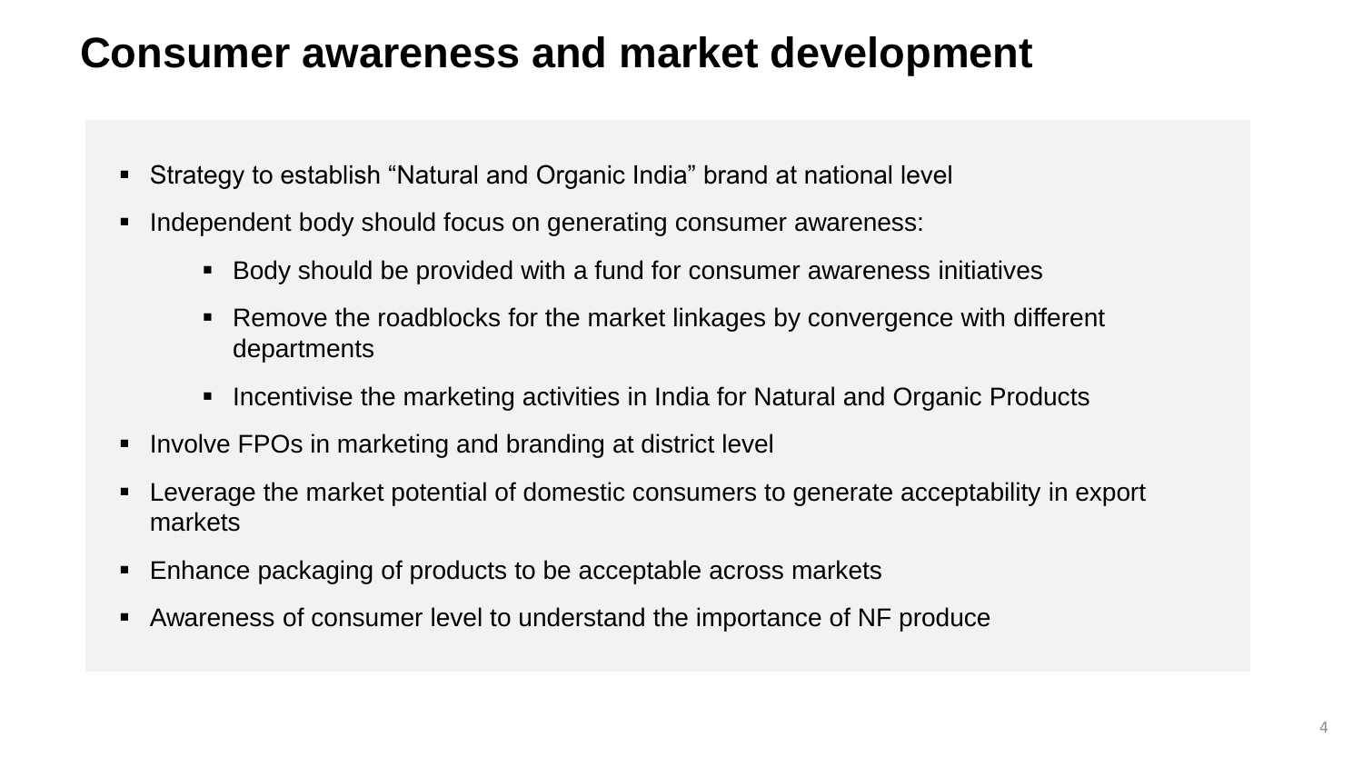# Consumer awareness and market development

- Strategy to establish “Natural and Organic India” brand at national level
- Independent body should focus on generating consumer awareness:
  - Body should be provided with a fund for consumer awareness initiatives
  - Remove the roadblocks for the market linkages by convergence with different departments
  - Incentivise the marketing activities in India for Natural and Organic Products
- Involve FPOs in marketing and branding at district level
- Leverage the market potential of domestic consumers to generate acceptability in export markets
- Enhance packaging of products to be acceptable across markets
- Awareness of consumer level to understand the importance of NF produce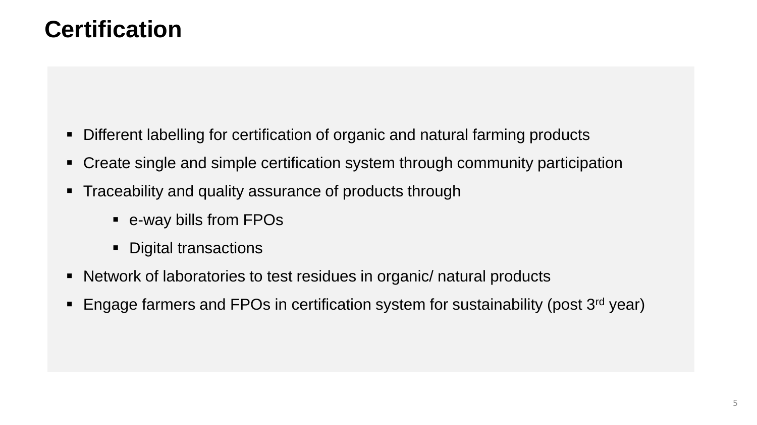# Certification

- Different labelling for certification of organic and natural farming products
- Create single and simple certification system through community participation
- Traceability and quality assurance of products through
  - e-way bills from FPOs
  - Digital transactions
- Network of laboratories to test residues in organic/ natural products
- Engage farmers and FPOs in certification system for sustainability (post 3rd year)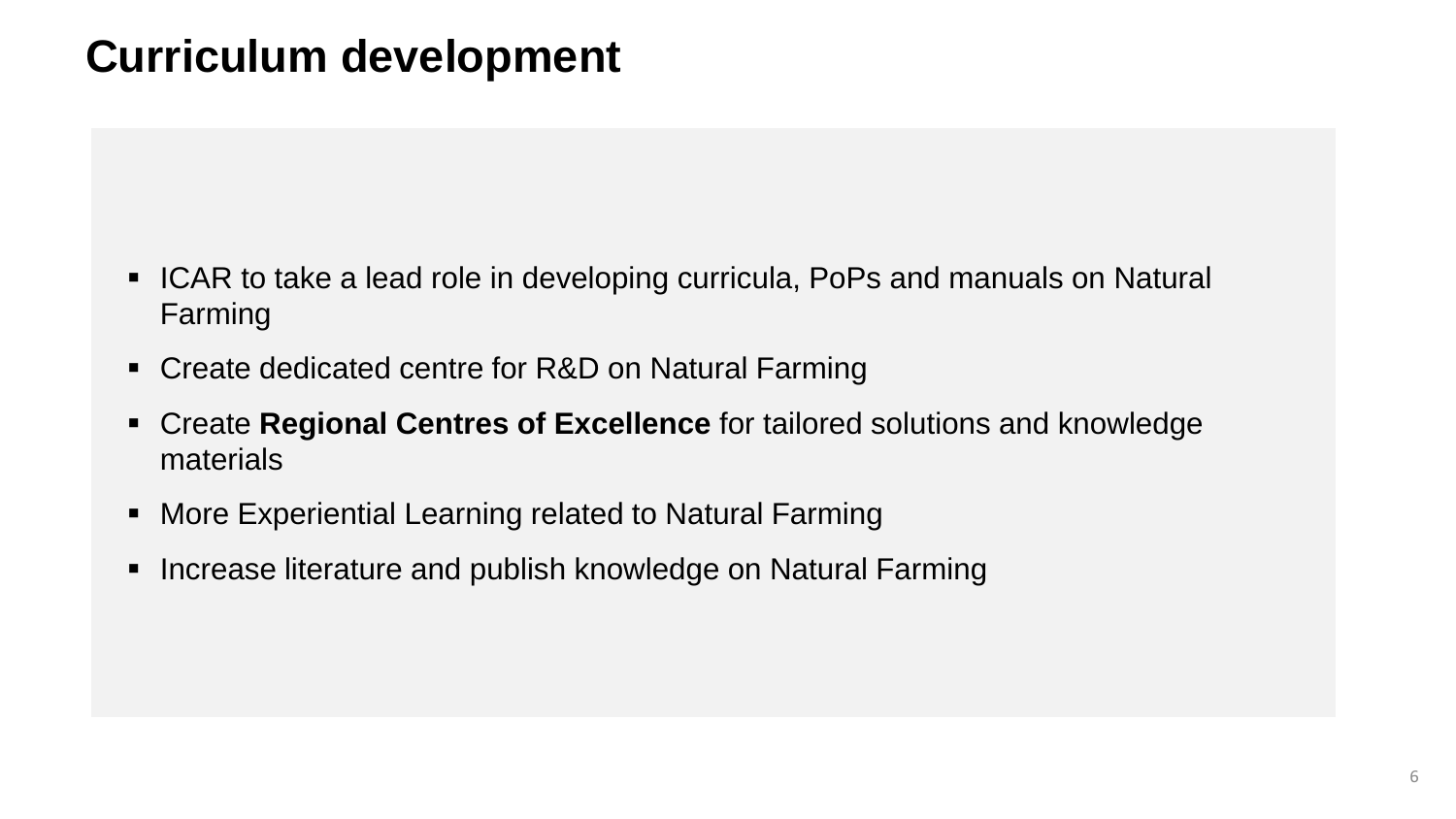# Curriculum development

- ICAR to take a lead role in developing curricula, PoPs and manuals on Natural Farming
- Create dedicated centre for R&D on Natural Farming
- Create **Regional Centres of Excellence** for tailored solutions and knowledge materials
- More Experiential Learning related to Natural Farming
- Increase literature and publish knowledge on Natural Farming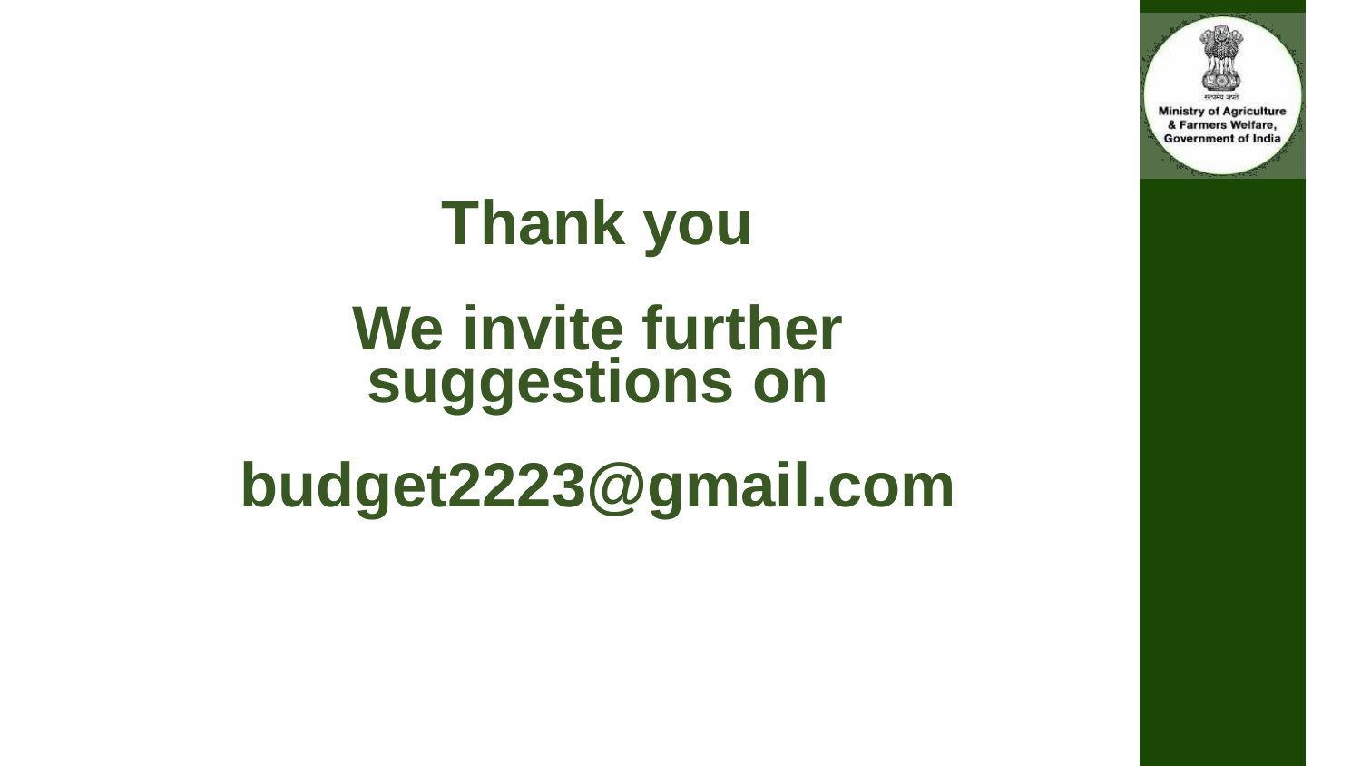# Thank you

## We invite further suggestions on

## budget2223@gmail.com

Ministry of Agriculture & Farmers Welfare, Government of India